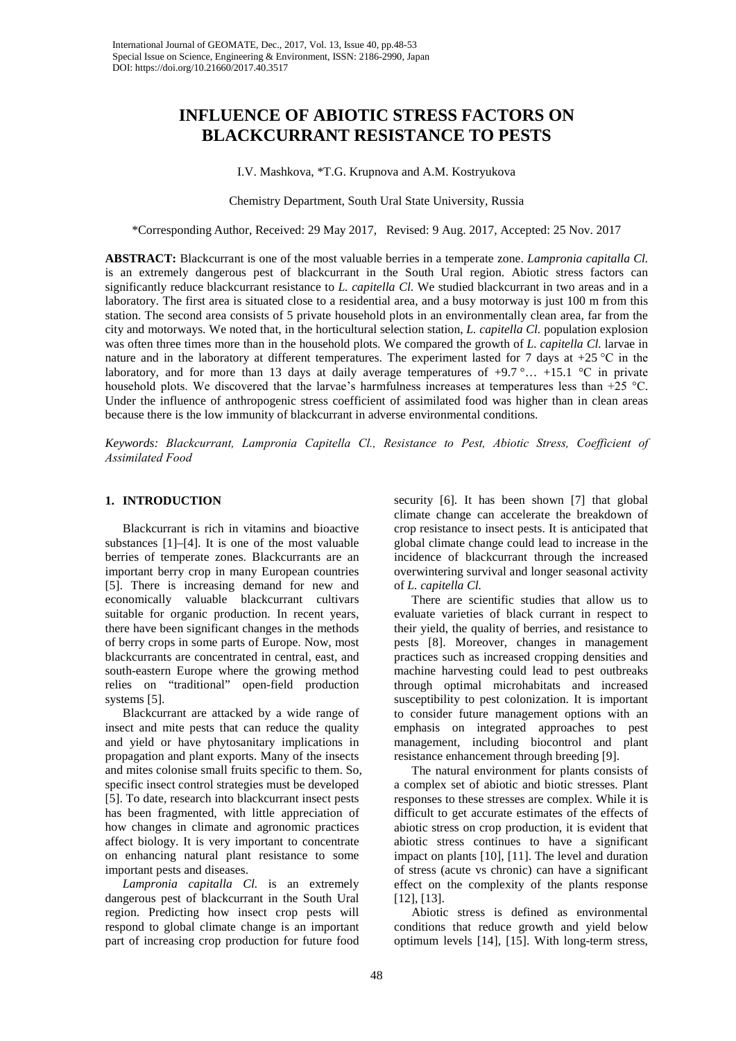# INFLUENCE OF ABIOTIC STRESS FACTORS ON BLACKCURRANT RESISTANCE TO PESTS

I.V. Mashkova, *T.G. Krupnova and A.M. Kostryukova

Chemistry Department, South Ural State University, Russia

*Corresponding Author, Received: 29 May 2017, Revised: 9 Aug. 2017, Accepted: 25 Nov. 2017

**ABSTRACT:** Blackcurrant is one of the most valuable berries in a temperate zone. *Lampronia capitalla Cl.* is an extremely dangerous pest of blackcurrant in the South Ural region. Abiotic stress factors can significantly reduce blackcurrant resistance to *L. capitella Cl.* We studied blackcurrant in two areas and in a laboratory. The first area is situated close to a residential area, and a busy motorway is just 100 m from this station. The second area consists of 5 private household plots in an environmentally clean area, far from the city and motorways. We noted that, in the horticultural selection station, *L. capitella Cl.* population explosion was often three times more than in the household plots. We compared the growth of *L. capitella Cl.* larvae in nature and in the laboratory at different temperatures. The experiment lasted for 7 days at +25 °C in the laboratory, and for more than 13 days at daily average temperatures of +9.7 °… +15.1 °C in private household plots. We discovered that the larvae's harmfulness increases at temperatures less than +25 °C. Under the influence of anthropogenic stress coefficient of assimilated food was higher than in clean areas because there is the low immunity of blackcurrant in adverse environmental conditions.

*Keywords: Blackcurrant, Lampronia Capitella Cl., Resistance to Pest, Abiotic Stress, Coefficient of Assimilated Food*

## 1. INTRODUCTION

Blackcurrant is rich in vitamins and bioactive substances [1]–[4]. It is one of the most valuable berries of temperate zones. Blackcurrants are an important berry crop in many European countries [5]. There is increasing demand for new and economically valuable blackcurrant cultivars suitable for organic production. In recent years, there have been significant changes in the methods of berry crops in some parts of Europe. Now, most blackcurrants are concentrated in central, east, and south-eastern Europe where the growing method relies on "traditional" open-field production systems [5].

Blackcurrant are attacked by a wide range of insect and mite pests that can reduce the quality and yield or have phytosanitary implications in propagation and plant exports. Many of the insects and mites colonise small fruits specific to them. So, specific insect control strategies must be developed [5]. To date, research into blackcurrant insect pests has been fragmented, with little appreciation of how changes in climate and agronomic practices affect biology. It is very important to concentrate on enhancing natural plant resistance to some important pests and diseases.

*Lampronia capitalla Cl.* is an extremely dangerous pest of blackcurrant in the South Ural region. Predicting how insect crop pests will respond to global climate change is an important part of increasing crop production for future food security [6]. It has been shown [7] that global climate change can accelerate the breakdown of crop resistance to insect pests. It is anticipated that global climate change could lead to increase in the incidence of blackcurrant through the increased overwintering survival and longer seasonal activity of *L. capitella Cl.*

There are scientific studies that allow us to evaluate varieties of black currant in respect to their yield, the quality of berries, and resistance to pests [8]. Moreover, changes in management practices such as increased cropping densities and machine harvesting could lead to pest outbreaks through optimal microhabitats and increased susceptibility to pest colonization. It is important to consider future management options with an emphasis on integrated approaches to pest management, including biocontrol and plant resistance enhancement through breeding [9].

The natural environment for plants consists of a complex set of abiotic and biotic stresses. Plant responses to these stresses are complex. While it is difficult to get accurate estimates of the effects of abiotic stress on crop production, it is evident that abiotic stress continues to have a significant impact on plants [10], [11]. The level and duration of stress (acute vs chronic) can have a significant effect on the complexity of the plants response [12], [13].

Abiotic stress is defined as environmental conditions that reduce growth and yield below optimum levels [14], [15]. With long-term stress,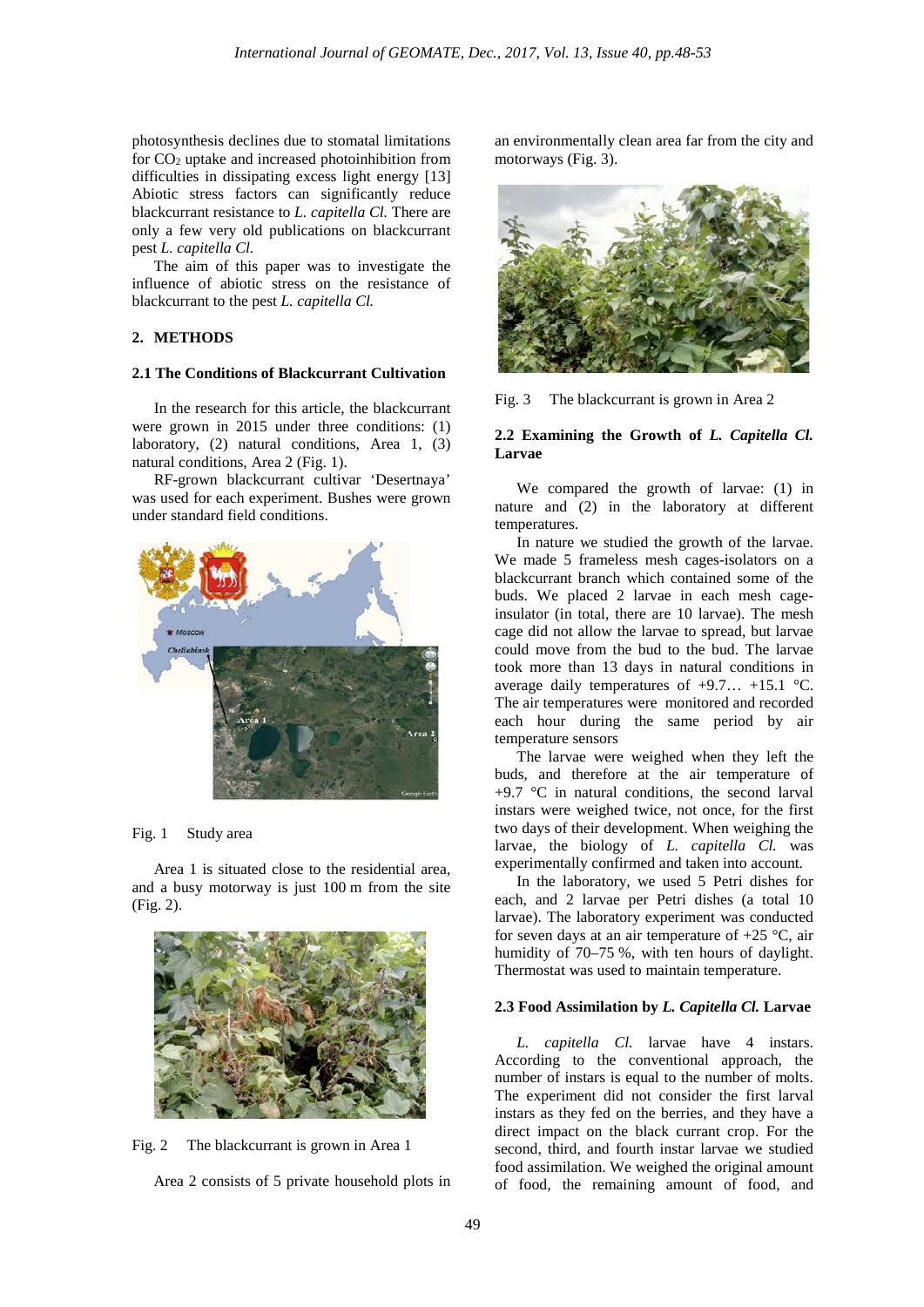photosynthesis declines due to stomatal limitations for $CO_2$ uptake and increased photoinhibition from difficulties in dissipating excess light energy [13] Abiotic stress factors can significantly reduce blackcurrant resistance to *L. capitella Cl.* There are only a few very old publications on blackcurrant pest *L. capitella Cl.*

The aim of this paper was to investigate the influence of abiotic stress on the resistance of blackcurrant to the pest *L. capitella Cl.*

## 2. METHODS

### 2.1 The Conditions of Blackcurrant Cultivation

In the research for this article, the blackcurrant were grown in 2015 under three conditions: (1) laboratory, (2) natural conditions, Area 1, (3) natural conditions, Area 2 (Fig. 1).

RF-grown blackcurrant cultivar 'Desertnaya' was used for each experiment. Bushes were grown under standard field conditions.

Fig. 1 Study area

Area 1 is situated close to the residential area, and a busy motorway is just 100 m from the site (Fig. 2).

Fig. 2 The blackcurrant is grown in Area 1

Area 2 consists of 5 private household plots in an environmentally clean area far from the city and motorways (Fig. 3).

Fig. 3 The blackcurrant is grown in Area 2

### 2.2 Examining the Growth of *L. Capitella Cl.* Larvae

We compared the growth of larvae: (1) in nature and (2) in the laboratory at different temperatures.

In nature we studied the growth of the larvae. We made 5 frameless mesh cages-isolators on a blackcurrant branch which contained some of the buds. We placed 2 larvae in each mesh cage-insulator (in total, there are 10 larvae). The mesh cage did not allow the larvae to spread, but larvae could move from the bud to the bud. The larvae took more than 13 days in natural conditions in average daily temperatures of +9.7… +15.1 °C. The air temperatures were monitored and recorded each hour during the same period by air temperature sensors

The larvae were weighed when they left the buds, and therefore at the air temperature of +9.7 °C in natural conditions, the second larval instars were weighed twice, not once, for the first two days of their development. When weighing the larvae, the biology of *L. capitella Cl.* was experimentally confirmed and taken into account.

In the laboratory, we used 5 Petri dishes for each, and 2 larvae per Petri dishes (a total 10 larvae). The laboratory experiment was conducted for seven days at an air temperature of +25 °C, air humidity of 70–75 %, with ten hours of daylight. Thermostat was used to maintain temperature.

### 2.3 Food Assimilation by *L. Capitella Cl.* Larvae

*L. capitella Cl.* larvae have 4 instars. According to the conventional approach, the number of instars is equal to the number of molts. The experiment did not consider the first larval instars as they fed on the berries, and they have a direct impact on the black currant crop. For the second, third, and fourth instar larvae we studied food assimilation. We weighed the original amount of food, the remaining amount of food, and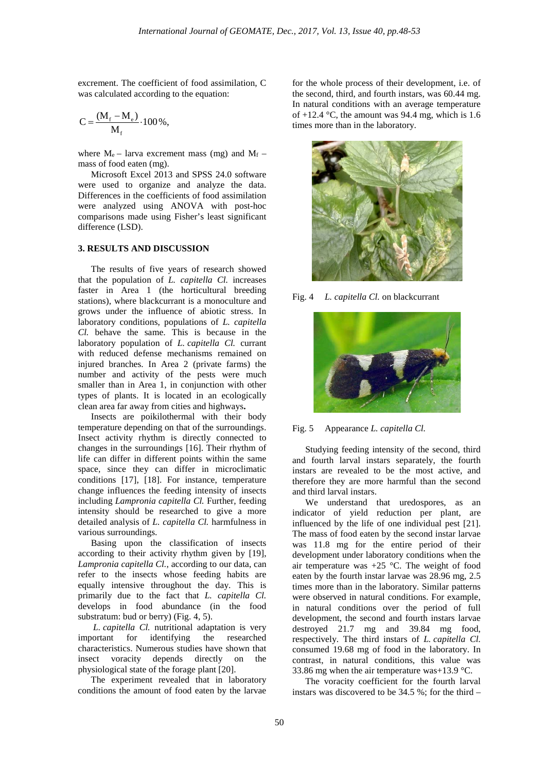excrement. The coefficient of food assimilation, C was calculated according to the equation:

$$C = \frac{(M_f - M_e)}{M_f} \cdot 100\%,$$

where $M_e$ – larva excrement mass (mg) and $M_f$ – mass of food eaten (mg).

Microsoft Excel 2013 and SPSS 24.0 software were used to organize and analyze the data. Differences in the coefficients of food assimilation were analyzed using ANOVA with post-hoc comparisons made using Fisher's least significant difference (LSD).

## 3. RESULTS AND DISCUSSION

The results of five years of research showed that the population of *L. capitella Cl.* increases faster in Area 1 (the horticultural breeding stations), where blackcurrant is a monoculture and grows under the influence of abiotic stress. In laboratory conditions, populations of *L. capitella Cl.* behave the same. This is because in the laboratory population of *L. capitella Cl.* currant with reduced defense mechanisms remained on injured branches. In Area 2 (private farms) the number and activity of the pests were much smaller than in Area 1, in conjunction with other types of plants. It is located in an ecologically clean area far away from cities and highways**.**

Insects are poikilothermal with their body temperature depending on that of the surroundings. Insect activity rhythm is directly connected to changes in the surroundings [16]. Their rhythm of life can differ in different points within the same space, since they can differ in microclimatic conditions [17], [18]. For instance, temperature change influences the feeding intensity of insects including *Lampronia capitella Cl.* Further, feeding intensity should be researched to give a more detailed analysis of *L. capitella Cl.* harmfulness in various surroundings.

Basing upon the classification of insects according to their activity rhythm given by [19], *Lampronia capitella Cl.*, according to our data, can refer to the insects whose feeding habits are equally intensive throughout the day. This is primarily due to the fact that *L. capitella Cl.* develops in food abundance (in the food substratum: bud or berry) (Fig. 4, 5).

*L. capitella Cl.* nutritional adaptation is very important for identifying the researched characteristics. Numerous studies have shown that insect voracity depends directly on the physiological state of the forage plant [20].

The experiment revealed that in laboratory conditions the amount of food eaten by the larvae for the whole process of their development, i.e. of the second, third, and fourth instars, was 60.44 mg. In natural conditions with an average temperature of +12.4 °C, the amount was 94.4 mg, which is 1.6 times more than in the laboratory.

Fig. 4 *L. capitella Cl.* on blackcurrant

Fig. 5 Appearance *L. capitella Cl.*

Studying feeding intensity of the second, third and fourth larval instars separately, the fourth instars are revealed to be the most active, and therefore they are more harmful than the second and third larval instars.

We understand that uredospores, as an indicator of yield reduction per plant, are influenced by the life of one individual pest [21]. The mass of food eaten by the second instar larvae was 11.8 mg for the entire period of their development under laboratory conditions when the air temperature was +25 °C. The weight of food eaten by the fourth instar larvae was 28.96 mg, 2.5 times more than in the laboratory. Similar patterns were observed in natural conditions. For example, in natural conditions over the period of full development, the second and fourth instars larvae destroyed 21.7 mg and 39.84 mg food, respectively. The third instars of *L. capitella Cl.* consumed 19.68 mg of food in the laboratory. In contrast, in natural conditions, this value was 33.86 mg when the air temperature was+13.9 °C.

The voracity coefficient for the fourth larval instars was discovered to be 34.5 %; for the third –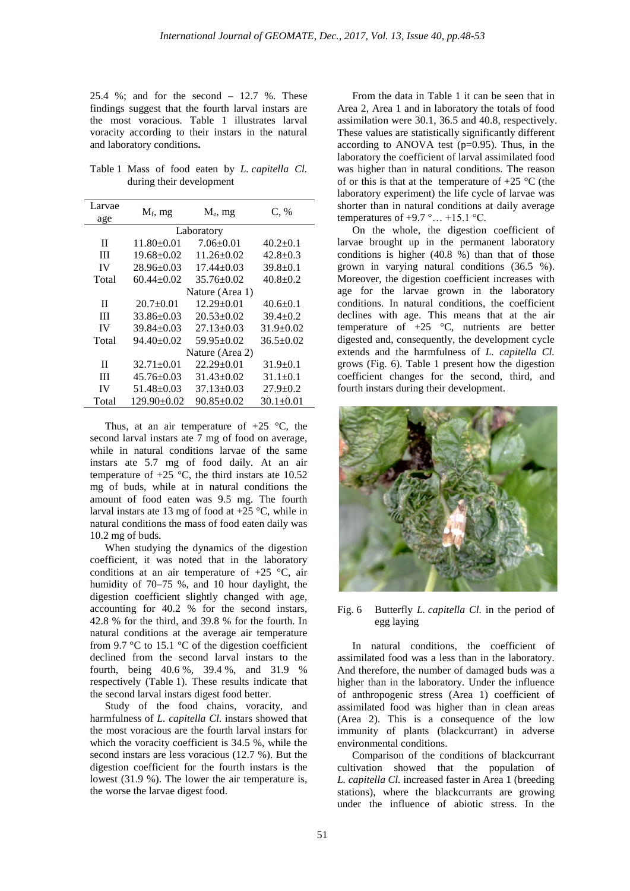25.4 %; and for the second – 12.7 %. These findings suggest that the fourth larval instars are the most voracious. Table 1 illustrates larval voracity according to their instars in the natural and laboratory conditions**.**

Table 1 Mass of food eaten by *L. capitella Cl.* during their development

| Larvae age | $M_f$, mg | $M_e$, mg | C, % |
|---|---|---|---|
| | Laboratory | | |
| II | 11.80±0.01 | 7.06±0.01 | 40.2±0.1 |
| III | 19.68±0.02 | 11.26±0.02 | 42.8±0.3 |
| IV | 28.96±0.03 | 17.44±0.03 | 39.8±0.1 |
| Total | 60.44±0.02 | 35.76±0.02 | 40.8±0.2 |
| | Nature (Area 1) | | |
| II | 20.7±0.01 | 12.29±0.01 | 40.6±0.1 |
| III | 33.86±0.03 | 20.53±0.02 | 39.4±0.2 |
| IV | 39.84±0.03 | 27.13±0.03 | 31.9±0.02 |
| Total | 94.40±0.02 | 59.95±0.02 | 36.5±0.02 |
| | Nature (Area 2) | | |
| II | 32.71±0.01 | 22.29±0.01 | 31.9±0.1 |
| III | 45.76±0.03 | 31.43±0.02 | 31.1±0.1 |
| IV | 51.48±0.03 | 37.13±0.03 | 27.9±0.2 |
| Total | 129.90±0.02 | 90.85±0.02 | 30.1±0.01 |

Thus, at an air temperature of +25 °C, the second larval instars ate 7 mg of food on average, while in natural conditions larvae of the same instars ate 5.7 mg of food daily. At an air temperature of +25 °C, the third instars ate 10.52 mg of buds, while at in natural conditions the amount of food eaten was 9.5 mg. The fourth larval instars ate 13 mg of food at +25 °C, while in natural conditions the mass of food eaten daily was 10.2 mg of buds.

When studying the dynamics of the digestion coefficient, it was noted that in the laboratory conditions at an air temperature of +25 °C, air humidity of 70–75 %, and 10 hour daylight, the digestion coefficient slightly changed with age, accounting for 40.2 % for the second instars, 42.8 % for the third, and 39.8 % for the fourth. In natural conditions at the average air temperature from 9.7 °C to 15.1 °C of the digestion coefficient declined from the second larval instars to the fourth, being 40.6 %, 39.4 %, and 31.9 % respectively (Table 1). These results indicate that the second larval instars digest food better.

Study of the food chains, voracity, and harmfulness of *L. capitella Cl.* instars showed that the most voracious are the fourth larval instars for which the voracity coefficient is 34.5 %, while the second instars are less voracious (12.7 %). But the digestion coefficient for the fourth instars is the lowest (31.9 %). The lower the air temperature is, the worse the larvae digest food.

From the data in Table 1 it can be seen that in Area 2, Area 1 and in laboratory the totals of food assimilation were 30.1, 36.5 and 40.8, respectively. These values are statistically significantly different according to ANOVA test (p=0.95). Thus, in the laboratory the coefficient of larval assimilated food was higher than in natural conditions. The reason of or this is that at the temperature of +25 °C (the laboratory experiment) the life cycle of larvae was shorter than in natural conditions at daily average temperatures of +9.7 °… +15.1 °C.

On the whole, the digestion coefficient of larvae brought up in the permanent laboratory conditions is higher (40.8 %) than that of those grown in varying natural conditions (36.5 %). Moreover, the digestion coefficient increases with age for the larvae grown in the laboratory conditions. In natural conditions, the coefficient declines with age. This means that at the air temperature of +25 °C, nutrients are better digested and, consequently, the development cycle extends and the harmfulness of *L. capitella Cl.* grows (Fig. 6). Table 1 present how the digestion coefficient changes for the second, third, and fourth instars during their development.

Fig. 6 Butterfly *L. capitella Cl.* in the period of egg laying

In natural conditions, the coefficient of assimilated food was a less than in the laboratory. And therefore, the number of damaged buds was a higher than in the laboratory. Under the influence of anthropogenic stress (Area 1) coefficient of assimilated food was higher than in clean areas (Area 2). This is a consequence of the low immunity of plants (blackcurrant) in adverse environmental conditions.

Comparison of the conditions of blackcurrant cultivation showed that the population of *L. capitella Cl.* increased faster in Area 1 (breeding stations), where the blackcurrants are growing under the influence of abiotic stress. In the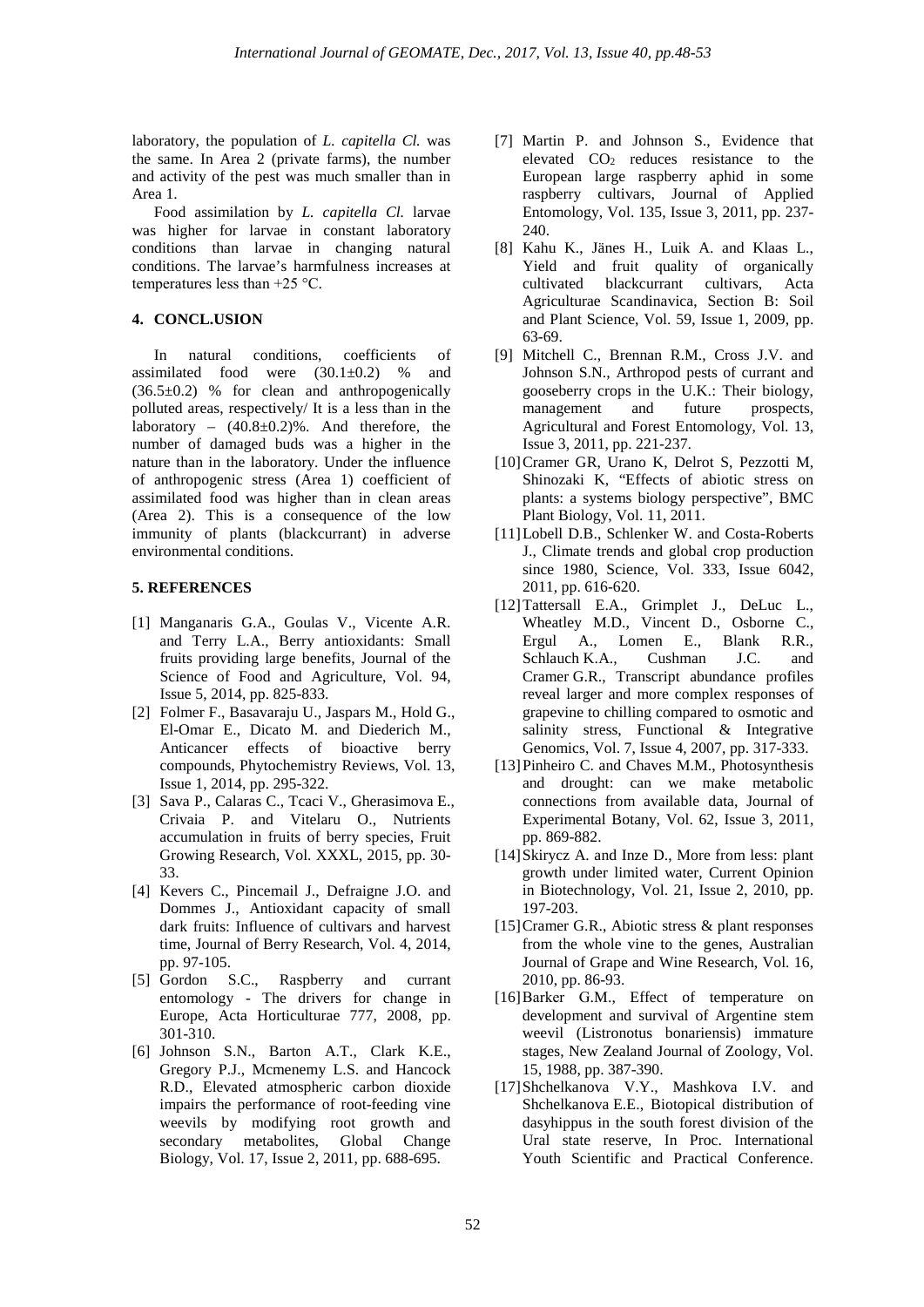laboratory, the population of *L. capitella Cl.* was the same. In Area 2 (private farms), the number and activity of the pest was much smaller than in Area 1.

Food assimilation by *L. capitella Cl.* larvae was higher for larvae in constant laboratory conditions than larvae in changing natural conditions. The larvae's harmfulness increases at temperatures less than +25 °C.

## 4. CONCL.USION

In natural conditions, coefficients of assimilated food were (30.1±0.2) % and (36.5±0.2) % for clean and anthropogenically polluted areas, respectively/ It is a less than in the laboratory – (40.8±0.2)%. And therefore, the number of damaged buds was a higher in the nature than in the laboratory. Under the influence of anthropogenic stress (Area 1) coefficient of assimilated food was higher than in clean areas (Area 2). This is a consequence of the low immunity of plants (blackcurrant) in adverse environmental conditions.

## 5. REFERENCES

[1] Manganaris G.A., Goulas V., Vicente A.R. and Terry L.A., Berry antioxidants: Small fruits providing large benefits, Journal of the Science of Food and Agriculture, Vol. 94, Issue 5, 2014, pp. 825-833.

[2] Folmer F., Basavaraju U., Jaspars M., Hold G., El-Omar E., Dicato M. and Diederich M., Anticancer effects of bioactive berry compounds, Phytochemistry Reviews, Vol. 13, Issue 1, 2014, pp. 295-322.

[3] Sava P., Calaras C., Tcaci V., Gherasimova E., Crivaia P. and Vitelaru O., Nutrients accumulation in fruits of berry species, Fruit Growing Research, Vol. XXXL, 2015, pp. 30-33.

[4] Kevers C., Pincemail J., Defraigne J.O. and Dommes J., Antioxidant capacity of small dark fruits: Influence of cultivars and harvest time, Journal of Berry Research, Vol. 4, 2014, pp. 97-105.

[5] Gordon S.C., Raspberry and currant entomology - The drivers for change in Europe, Acta Horticulturae 777, 2008, pp. 301-310.

[6] Johnson S.N., Barton A.T., Clark K.E., Gregory P.J., Mcmenemy L.S. and Hancock R.D., Elevated atmospheric carbon dioxide impairs the performance of root-feeding vine weevils by modifying root growth and secondary metabolites, Global Change Biology, Vol. 17, Issue 2, 2011, pp. 688-695.

[7] Martin P. and Johnson S., Evidence that elevated $CO_2$ reduces resistance to the European large raspberry aphid in some raspberry cultivars, Journal of Applied Entomology, Vol. 135, Issue 3, 2011, pp. 237-240.

[8] Kahu K., Jänes H., Luik A. and Klaas L., Yield and fruit quality of organically cultivated blackcurrant cultivars, Acta Agriculturae Scandinavica, Section B: Soil and Plant Science, Vol. 59, Issue 1, 2009, pp. 63-69.

[9] Mitchell C., Brennan R.M., Cross J.V. and Johnson S.N., Arthropod pests of currant and gooseberry crops in the U.K.: Their biology, management and future prospects, Agricultural and Forest Entomology, Vol. 13, Issue 3, 2011, pp. 221-237.

[10] Cramer GR, Urano K, Delrot S, Pezzotti M, Shinozaki K, "Effects of abiotic stress on plants: a systems biology perspective", BMC Plant Biology, Vol. 11, 2011.

[11] Lobell D.B., Schlenker W. and Costa-Roberts J., Climate trends and global crop production since 1980, Science, Vol. 333, Issue 6042, 2011, pp. 616-620.

[12] Tattersall E.A., Grimplet J., DeLuc L., Wheatley M.D., Vincent D., Osborne C., Ergul A., Lomen E., Blank R.R., Schlauch K.A., Cushman J.C. and Cramer G.R., Transcript abundance profiles reveal larger and more complex responses of grapevine to chilling compared to osmotic and salinity stress, Functional & Integrative Genomics, Vol. 7, Issue 4, 2007, pp. 317-333.

[13] Pinheiro C. and Chaves M.M., Photosynthesis and drought: can we make metabolic connections from available data, Journal of Experimental Botany, Vol. 62, Issue 3, 2011, pp. 869-882.

[14] Skirycz A. and Inze D., More from less: plant growth under limited water, Current Opinion in Biotechnology, Vol. 21, Issue 2, 2010, pp. 197-203.

[15] Cramer G.R., Abiotic stress & plant responses from the whole vine to the genes, Australian Journal of Grape and Wine Research, Vol. 16, 2010, pp. 86-93.

[16] Barker G.M., Effect of temperature on development and survival of Argentine stem weevil (Listronotus bonariensis) immature stages, New Zealand Journal of Zoology, Vol. 15, 1988, pp. 387-390.

[17] Shchelkanova V.Y., Mashkova I.V. and Shchelkanova E.E., Biotopical distribution of dasyhippus in the south forest division of the Ural state reserve, In Proc. International Youth Scientific and Practical Conference.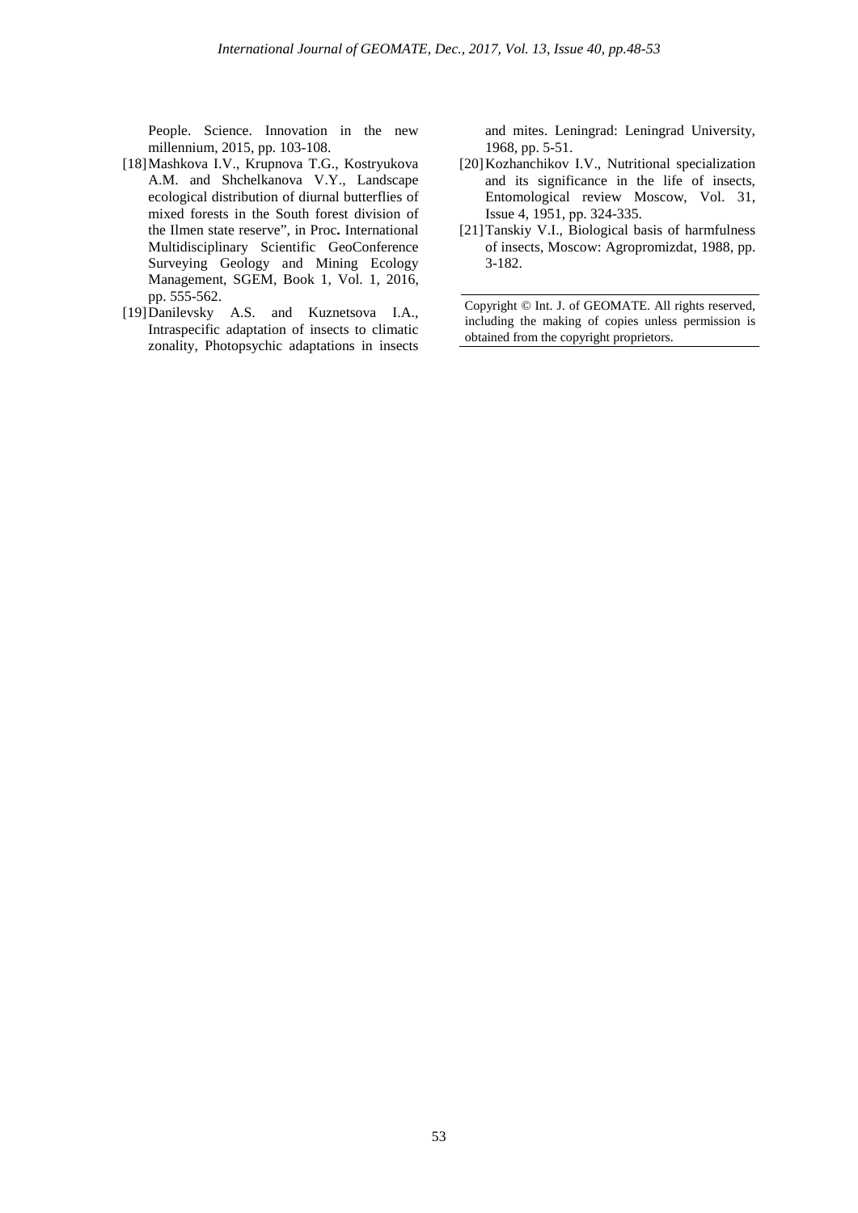People. Science. Innovation in the new millennium, 2015, pp. 103-108.

[18] Mashkova I.V., Krupnova T.G., Kostryukova A.M. and Shchelkanova V.Y., Landscape ecological distribution of diurnal butterflies of mixed forests in the South forest division of the Ilmen state reserve", in Proc**.** International Multidisciplinary Scientific GeoConference Surveying Geology and Mining Ecology Management, SGEM, Book 1, Vol. 1, 2016, pp. 555-562.

[19] Danilevsky A.S. and Kuznetsova I.A., Intraspecific adaptation of insects to climatic zonality, Photopsychic adaptations in insects and mites. Leningrad: Leningrad University, 1968, pp. 5-51.

[20] Kozhanchikov I.V., Nutritional specialization and its significance in the life of insects, Entomological review Moscow, Vol. 31, Issue 4, 1951, pp. 324-335.

[21] Tanskiy V.I., Biological basis of harmfulness of insects, Moscow: Agropromizdat, 1988, pp. 3-182.

---

Copyright © Int. J. of GEOMATE. All rights reserved, including the making of copies unless permission is obtained from the copyright proprietors.

---